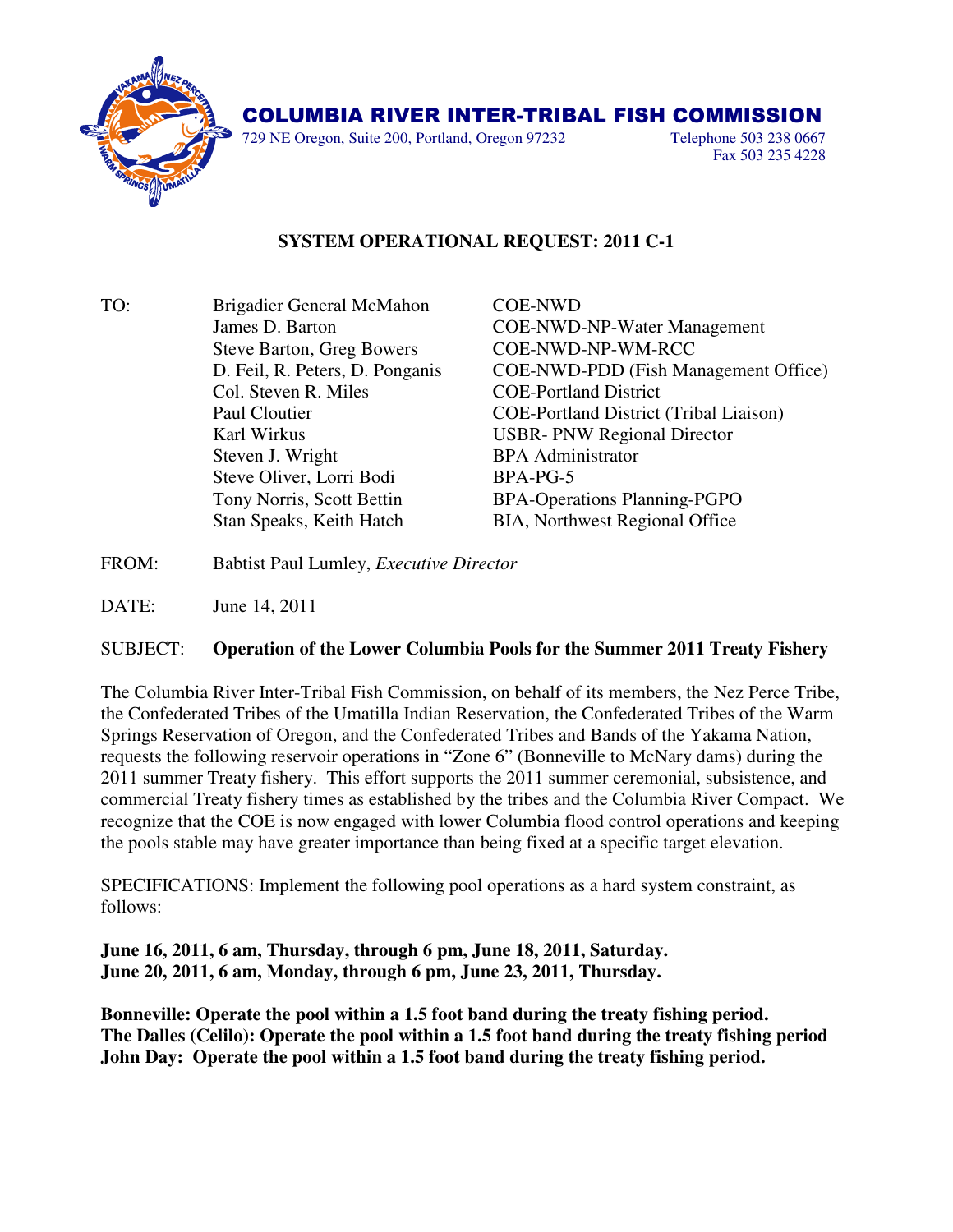# COLUMBIA RIVER INTER-TRIBAL FISH COMMISSION

729 NE Oregon, Suite 200, Portland, Oregon 97232

Telephone 503 238 0667
Fax 503 235 4228

## SYSTEM OPERATIONAL REQUEST: 2011 C-1

| TO: | | |
|---|---|---|
| | Brigadier General McMahon | COE-NWD |
| | James D. Barton | COE-NWD-NP-Water Management |
| | Steve Barton, Greg Bowers | COE-NWD-NP-WM-RCC |
| | D. Feil, R. Peters, D. Ponganis | COE-NWD-PDD (Fish Management Office) |
| | Col. Steven R. Miles | COE-Portland District |
| | Paul Cloutier | COE-Portland District (Tribal Liaison) |
| | Karl Wirkus | USBR- PNW Regional Director |
| | Steven J. Wright | BPA Administrator |
| | Steve Oliver, Lorri Bodi | BPA-PG-5 |
| | Tony Norris, Scott Bettin | BPA-Operations Planning-PGPO |
| | Stan Speaks, Keith Hatch | BIA, Northwest Regional Office |

FROM: Babtist Paul Lumley, *Executive Director*

DATE: June 14, 2011

SUBJECT: **Operation of the Lower Columbia Pools for the Summer 2011 Treaty Fishery**

The Columbia River Inter-Tribal Fish Commission, on behalf of its members, the Nez Perce Tribe, the Confederated Tribes of the Umatilla Indian Reservation, the Confederated Tribes of the Warm Springs Reservation of Oregon, and the Confederated Tribes and Bands of the Yakama Nation, requests the following reservoir operations in "Zone 6" (Bonneville to McNary dams) during the 2011 summer Treaty fishery. This effort supports the 2011 summer ceremonial, subsistence, and commercial Treaty fishery times as established by the tribes and the Columbia River Compact. We recognize that the COE is now engaged with lower Columbia flood control operations and keeping the pools stable may have greater importance than being fixed at a specific target elevation.

SPECIFICATIONS: Implement the following pool operations as a hard system constraint, as follows:

**June 16, 2011, 6 am, Thursday, through 6 pm, June 18, 2011, Saturday.**
**June 20, 2011, 6 am, Monday, through 6 pm, June 23, 2011, Thursday.**

**Bonneville: Operate the pool within a 1.5 foot band during the treaty fishing period.**
**The Dalles (Celilo): Operate the pool within a 1.5 foot band during the treaty fishing period**
**John Day: Operate the pool within a 1.5 foot band during the treaty fishing period.**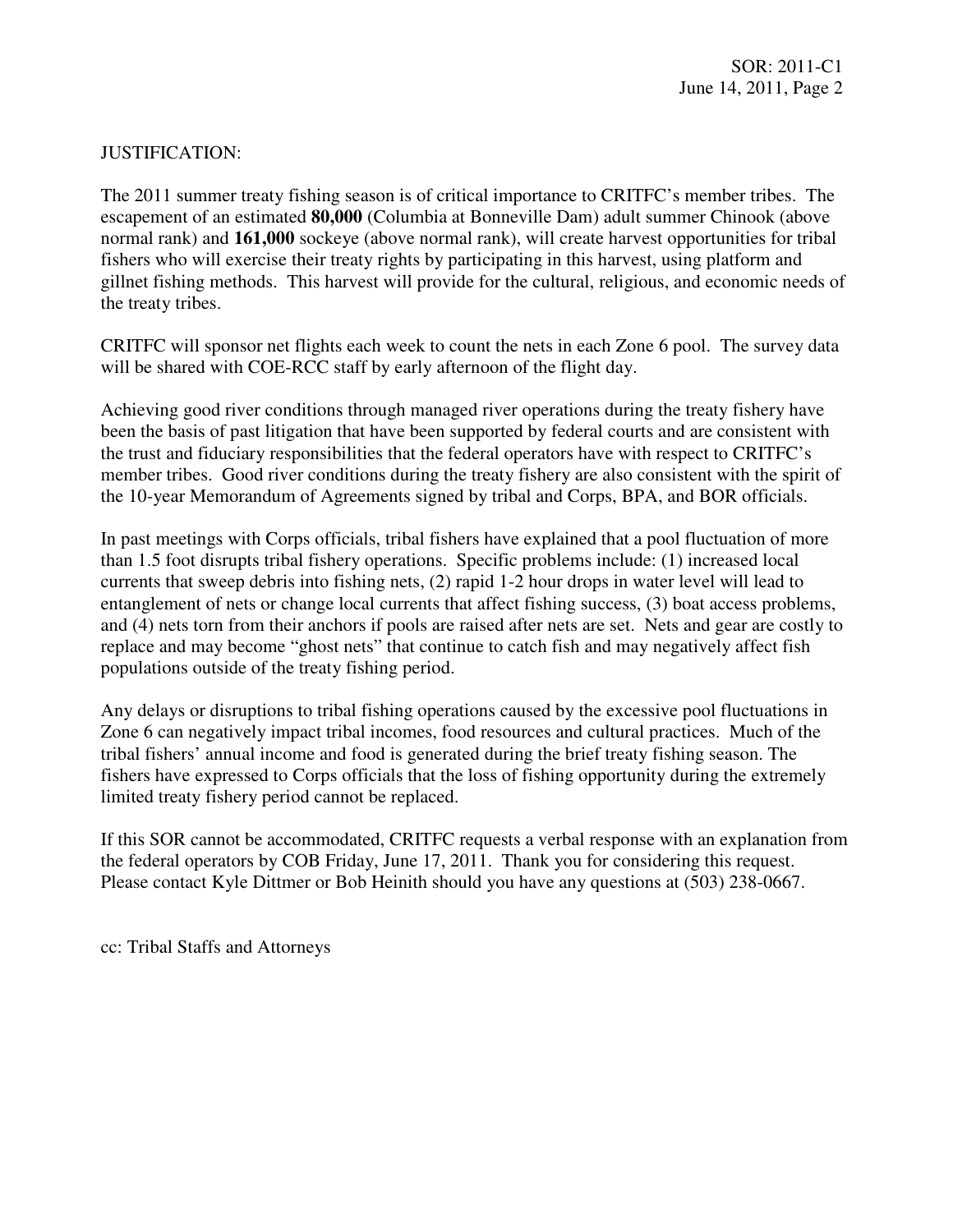JUSTIFICATION:

The 2011 summer treaty fishing season is of critical importance to CRITFC's member tribes. The escapement of an estimated **80,000** (Columbia at Bonneville Dam) adult summer Chinook (above normal rank) and **161,000** sockeye (above normal rank), will create harvest opportunities for tribal fishers who will exercise their treaty rights by participating in this harvest, using platform and gillnet fishing methods. This harvest will provide for the cultural, religious, and economic needs of the treaty tribes.

CRITFC will sponsor net flights each week to count the nets in each Zone 6 pool. The survey data will be shared with COE-RCC staff by early afternoon of the flight day.

Achieving good river conditions through managed river operations during the treaty fishery have been the basis of past litigation that have been supported by federal courts and are consistent with the trust and fiduciary responsibilities that the federal operators have with respect to CRITFC's member tribes. Good river conditions during the treaty fishery are also consistent with the spirit of the 10-year Memorandum of Agreements signed by tribal and Corps, BPA, and BOR officials.

In past meetings with Corps officials, tribal fishers have explained that a pool fluctuation of more than 1.5 foot disrupts tribal fishery operations. Specific problems include: (1) increased local currents that sweep debris into fishing nets, (2) rapid 1-2 hour drops in water level will lead to entanglement of nets or change local currents that affect fishing success, (3) boat access problems, and (4) nets torn from their anchors if pools are raised after nets are set. Nets and gear are costly to replace and may become "ghost nets" that continue to catch fish and may negatively affect fish populations outside of the treaty fishing period.

Any delays or disruptions to tribal fishing operations caused by the excessive pool fluctuations in Zone 6 can negatively impact tribal incomes, food resources and cultural practices. Much of the tribal fishers' annual income and food is generated during the brief treaty fishing season. The fishers have expressed to Corps officials that the loss of fishing opportunity during the extremely limited treaty fishery period cannot be replaced.

If this SOR cannot be accommodated, CRITFC requests a verbal response with an explanation from the federal operators by COB Friday, June 17, 2011. Thank you for considering this request. Please contact Kyle Dittmer or Bob Heinith should you have any questions at (503) 238-0667.

cc: Tribal Staffs and Attorneys